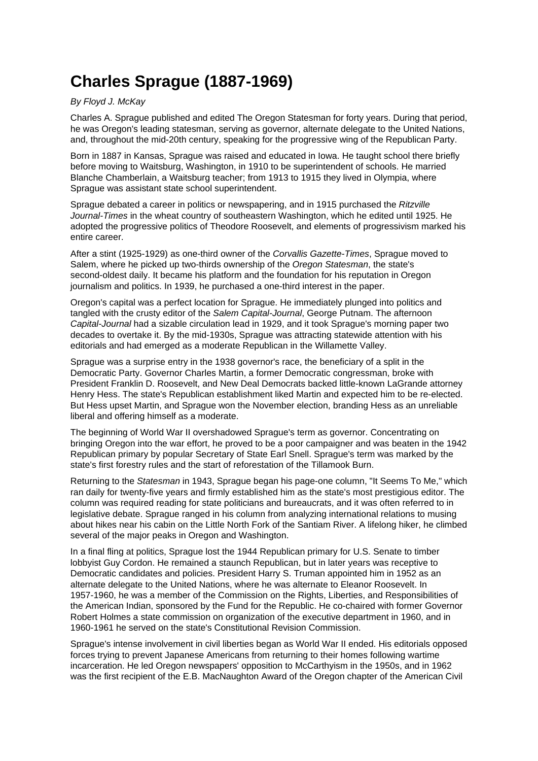# Charles Sprague (1887-1969)

*By Floyd J. McKay*

Charles A. Sprague published and edited The Oregon Statesman for forty years. During that period, he was Oregon's leading statesman, serving as governor, alternate delegate to the United Nations, and, throughout the mid-20th century, speaking for the progressive wing of the Republican Party.

Born in 1887 in Kansas, Sprague was raised and educated in Iowa. He taught school there briefly before moving to Waitsburg, Washington, in 1910 to be superintendent of schools. He married Blanche Chamberlain, a Waitsburg teacher; from 1913 to 1915 they lived in Olympia, where Sprague was assistant state school superintendent.

Sprague debated a career in politics or newspapering, and in 1915 purchased the *Ritzville Journal-Times* in the wheat country of southeastern Washington, which he edited until 1925. He adopted the progressive politics of Theodore Roosevelt, and elements of progressivism marked his entire career.

After a stint (1925-1929) as one-third owner of the *Corvallis Gazette-Times*, Sprague moved to Salem, where he picked up two-thirds ownership of the *Oregon Statesman*, the state's second-oldest daily. It became his platform and the foundation for his reputation in Oregon journalism and politics. In 1939, he purchased a one-third interest in the paper.

Oregon's capital was a perfect location for Sprague. He immediately plunged into politics and tangled with the crusty editor of the *Salem Capital-Journal*, George Putnam. The afternoon *Capital-Journal* had a sizable circulation lead in 1929, and it took Sprague's morning paper two decades to overtake it. By the mid-1930s, Sprague was attracting statewide attention with his editorials and had emerged as a moderate Republican in the Willamette Valley.

Sprague was a surprise entry in the 1938 governor's race, the beneficiary of a split in the Democratic Party. Governor Charles Martin, a former Democratic congressman, broke with President Franklin D. Roosevelt, and New Deal Democrats backed little-known LaGrande attorney Henry Hess. The state's Republican establishment liked Martin and expected him to be re-elected. But Hess upset Martin, and Sprague won the November election, branding Hess as an unreliable liberal and offering himself as a moderate.

The beginning of World War II overshadowed Sprague's term as governor. Concentrating on bringing Oregon into the war effort, he proved to be a poor campaigner and was beaten in the 1942 Republican primary by popular Secretary of State Earl Snell. Sprague's term was marked by the state's first forestry rules and the start of reforestation of the Tillamook Burn.

Returning to the *Statesman* in 1943, Sprague began his page-one column, "It Seems To Me," which ran daily for twenty-five years and firmly established him as the state's most prestigious editor. The column was required reading for state politicians and bureaucrats, and it was often referred to in legislative debate. Sprague ranged in his column from analyzing international relations to musing about hikes near his cabin on the Little North Fork of the Santiam River. A lifelong hiker, he climbed several of the major peaks in Oregon and Washington.

In a final fling at politics, Sprague lost the 1944 Republican primary for U.S. Senate to timber lobbyist Guy Cordon. He remained a staunch Republican, but in later years was receptive to Democratic candidates and policies. President Harry S. Truman appointed him in 1952 as an alternate delegate to the United Nations, where he was alternate to Eleanor Roosevelt. In 1957-1960, he was a member of the Commission on the Rights, Liberties, and Responsibilities of the American Indian, sponsored by the Fund for the Republic. He co-chaired with former Governor Robert Holmes a state commission on organization of the executive department in 1960, and in 1960-1961 he served on the state's Constitutional Revision Commission.

Sprague's intense involvement in civil liberties began as World War II ended. His editorials opposed forces trying to prevent Japanese Americans from returning to their homes following wartime incarceration. He led Oregon newspapers' opposition to McCarthyism in the 1950s, and in 1962 was the first recipient of the E.B. MacNaughton Award of the Oregon chapter of the American Civil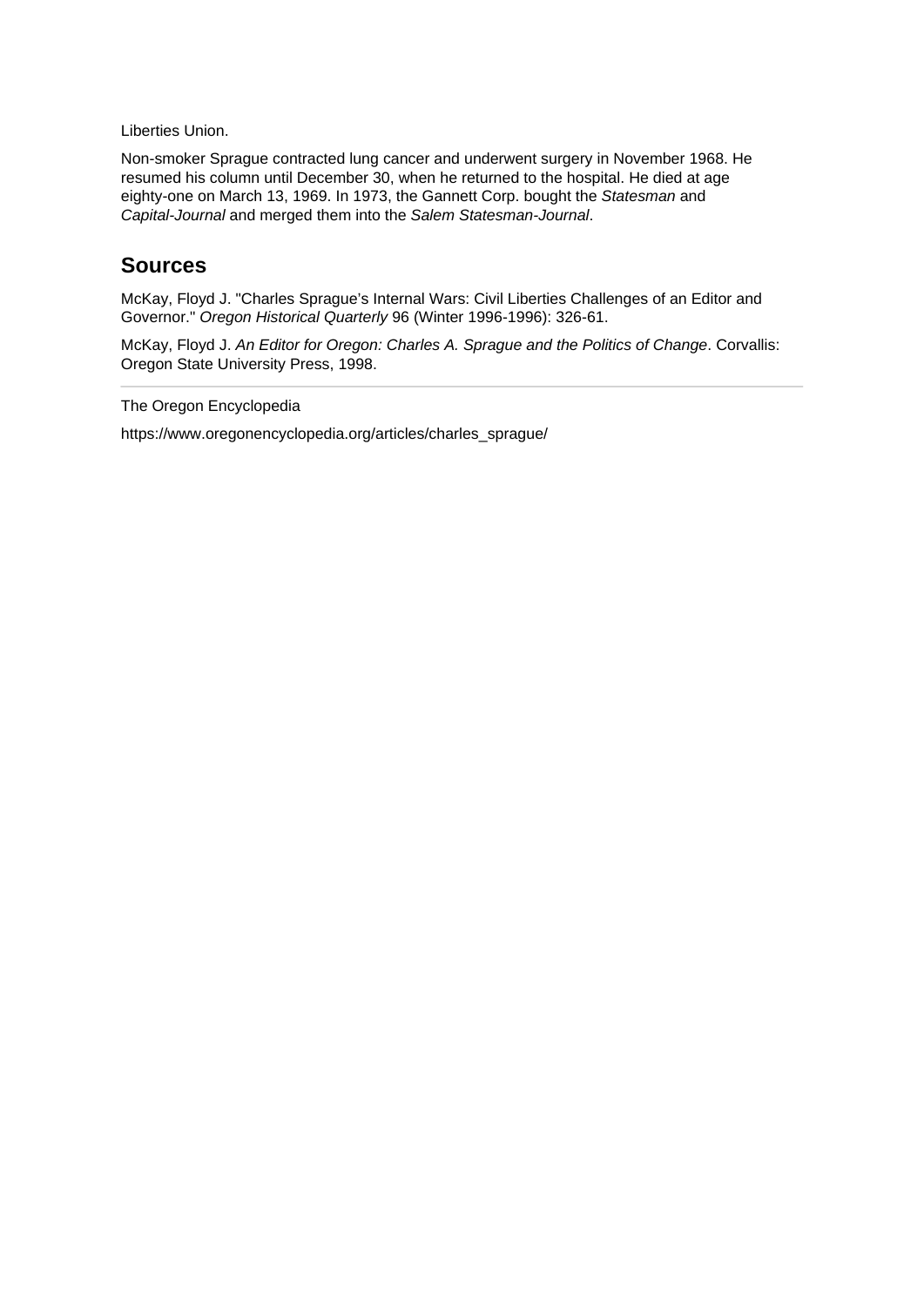Liberties Union.

Non-smoker Sprague contracted lung cancer and underwent surgery in November 1968. He resumed his column until December 30, when he returned to the hospital. He died at age eighty-one on March 13, 1969. In 1973, the Gannett Corp. bought the *Statesman* and *Capital-Journal* and merged them into the *Salem Statesman-Journal*.

## Sources

McKay, Floyd J. "Charles Sprague's Internal Wars: Civil Liberties Challenges of an Editor and Governor." *Oregon Historical Quarterly* 96 (Winter 1996-1996): 326-61.

McKay, Floyd J. *An Editor for Oregon: Charles A. Sprague and the Politics of Change*. Corvallis: Oregon State University Press, 1998.

---

The Oregon Encyclopedia

https://www.oregonencyclopedia.org/articles/charles_sprague/